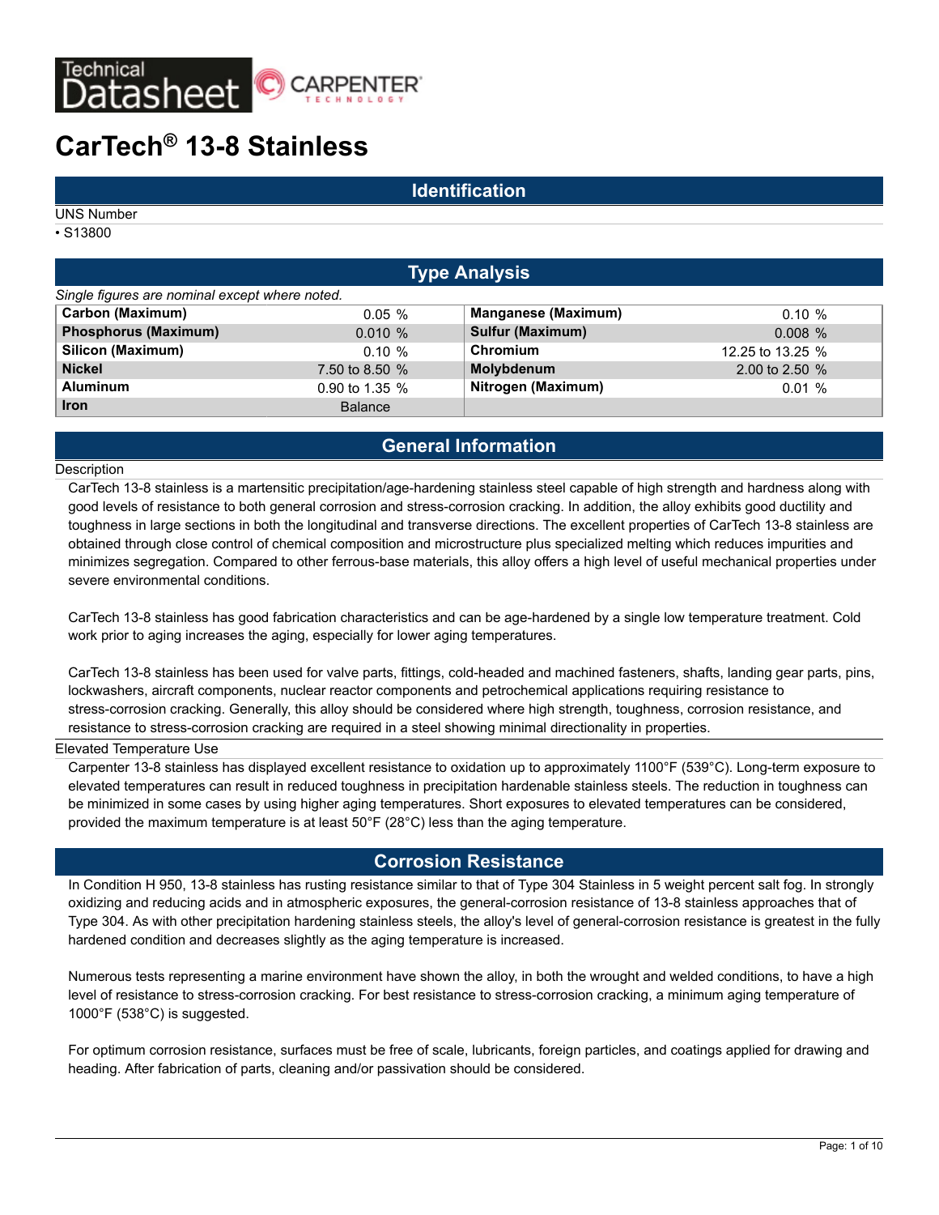Technical Datasheet — CARPENTER TECHNOLOGY

# CarTech® 13-8 Stainless

## Identification

UNS Number

- S13800

## Type Analysis

*Single figures are nominal except where noted.*

| Element | Value | Element | Value |
|---|---|---|---|
| **Carbon (Maximum)** | 0.05 % | **Manganese (Maximum)** | 0.10 % |
| **Phosphorus (Maximum)** | 0.010 % | **Sulfur (Maximum)** | 0.008 % |
| **Silicon (Maximum)** | 0.10 % | **Chromium** | 12.25 to 13.25 % |
| **Nickel** | 7.50 to 8.50 % | **Molybdenum** | 2.00 to 2.50 % |
| **Aluminum** | 0.90 to 1.35 % | **Nitrogen (Maximum)** | 0.01 % |
| **Iron** | Balance | | |

## General Information

Description

CarTech 13-8 stainless is a martensitic precipitation/age-hardening stainless steel capable of high strength and hardness along with good levels of resistance to both general corrosion and stress-corrosion cracking. In addition, the alloy exhibits good ductility and toughness in large sections in both the longitudinal and transverse directions. The excellent properties of CarTech 13-8 stainless are obtained through close control of chemical composition and microstructure plus specialized melting which reduces impurities and minimizes segregation. Compared to other ferrous-base materials, this alloy offers a high level of useful mechanical properties under severe environmental conditions.

CarTech 13-8 stainless has good fabrication characteristics and can be age-hardened by a single low temperature treatment. Cold work prior to aging increases the aging, especially for lower aging temperatures.

CarTech 13-8 stainless has been used for valve parts, fittings, cold-headed and machined fasteners, shafts, landing gear parts, pins, lockwashers, aircraft components, nuclear reactor components and petrochemical applications requiring resistance to stress-corrosion cracking. Generally, this alloy should be considered where high strength, toughness, corrosion resistance, and resistance to stress-corrosion cracking are required in a steel showing minimal directionality in properties.

Elevated Temperature Use

Carpenter 13-8 stainless has displayed excellent resistance to oxidation up to approximately 1100°F (539°C). Long-term exposure to elevated temperatures can result in reduced toughness in precipitation hardenable stainless steels. The reduction in toughness can be minimized in some cases by using higher aging temperatures. Short exposures to elevated temperatures can be considered, provided the maximum temperature is at least 50°F (28°C) less than the aging temperature.

## Corrosion Resistance

In Condition H 950, 13-8 stainless has rusting resistance similar to that of Type 304 Stainless in 5 weight percent salt fog. In strongly oxidizing and reducing acids and in atmospheric exposures, the general-corrosion resistance of 13-8 stainless approaches that of Type 304. As with other precipitation hardening stainless steels, the alloy's level of general-corrosion resistance is greatest in the fully hardened condition and decreases slightly as the aging temperature is increased.

Numerous tests representing a marine environment have shown the alloy, in both the wrought and welded conditions, to have a high level of resistance to stress-corrosion cracking. For best resistance to stress-corrosion cracking, a minimum aging temperature of 1000°F (538°C) is suggested.

For optimum corrosion resistance, surfaces must be free of scale, lubricants, foreign particles, and coatings applied for drawing and heading. After fabrication of parts, cleaning and/or passivation should be considered.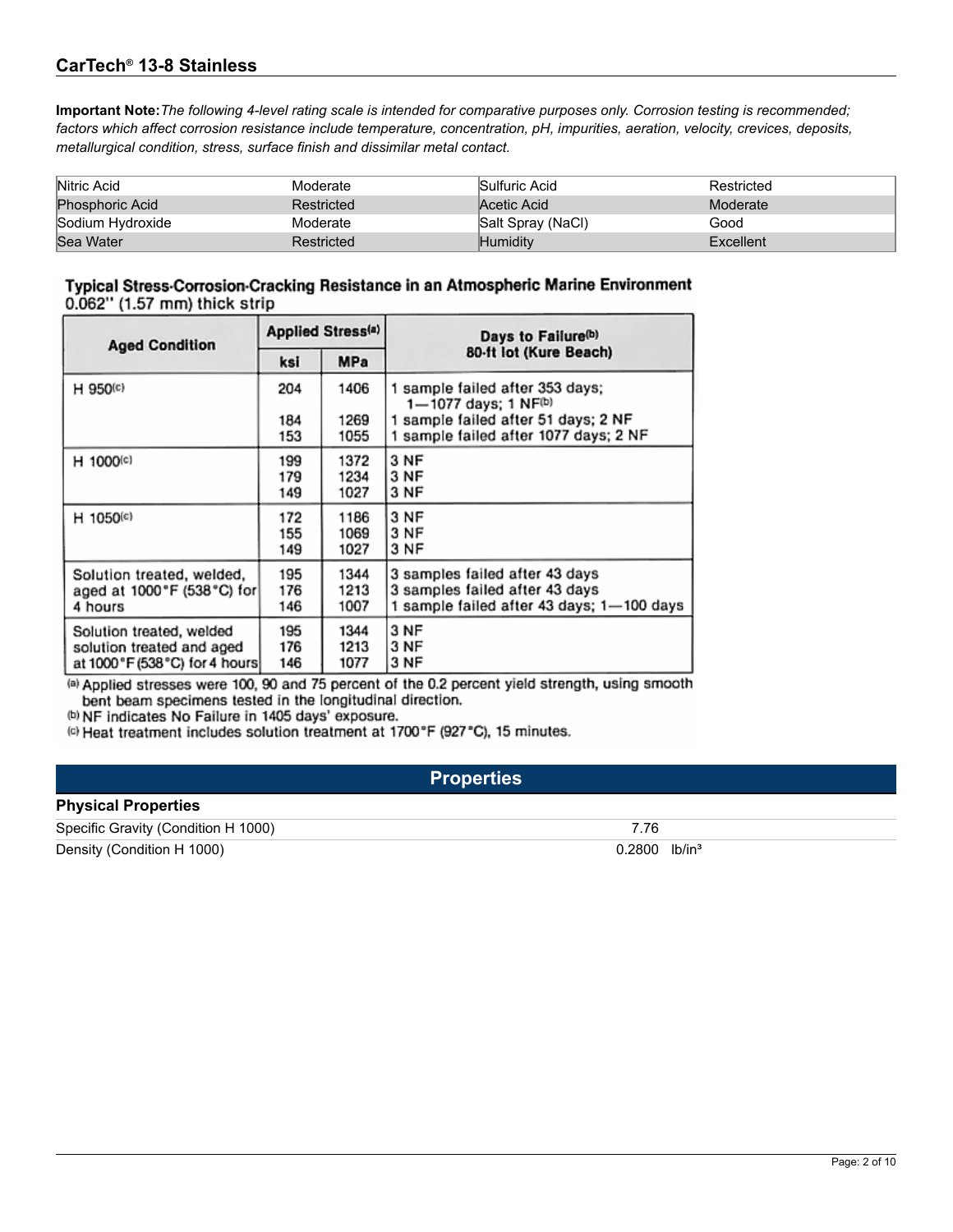**Important Note:** *The following 4-level rating scale is intended for comparative purposes only. Corrosion testing is recommended; factors which affect corrosion resistance include temperature, concentration, pH, impurities, aeration, velocity, crevices, deposits, metallurgical condition, stress, surface finish and dissimilar metal contact.*

| | | | |
|---|---|---|---|
| Nitric Acid | Moderate | Sulfuric Acid | Restricted |
| Phosphoric Acid | Restricted | Acetic Acid | Moderate |
| Sodium Hydroxide | Moderate | Salt Spray (NaCl) | Good |
| Sea Water | Restricted | Humidity | Excellent |

**Typical Stress-Corrosion-Cracking Resistance in an Atmospheric Marine Environment**
0.062" (1.57 mm) thick strip

| Aged Condition | Applied Stress[a] | | Days to Failure[b] 80-ft lot (Kure Beach) |
|---|---|---|---|
| | ksi | MPa | |
| H 950[c] | 204 | 1406 | 1 sample failed after 353 days; 1—1077 days; 1 NF[b] |
| | 184 | 1269 | 1 sample failed after 51 days; 2 NF |
| | 153 | 1055 | 1 sample failed after 1077 days; 2 NF |
| H 1000[c] | 199 | 1372 | 3 NF |
| | 179 | 1234 | 3 NF |
| | 149 | 1027 | 3 NF |
| H 1050[c] | 172 | 1186 | 3 NF |
| | 155 | 1069 | 3 NF |
| | 149 | 1027 | 3 NF |
| Solution treated, welded, aged at 1000°F (538°C) for 4 hours | 195 | 1344 | 3 samples failed after 43 days |
| | 176 | 1213 | 3 samples failed after 43 days |
| | 146 | 1007 | 1 sample failed after 43 days; 1—100 days |
| Solution treated, welded solution treated and aged at 1000°F (538°C) for 4 hours | 195 | 1344 | 3 NF |
| | 176 | 1213 | 3 NF |
| | 146 | 1077 | 3 NF |

[a] Applied stresses were 100, 90 and 75 percent of the 0.2 percent yield strength, using smooth bent beam specimens tested in the longitudinal direction.
[b] NF indicates No Failure in 1405 days' exposure.
[c] Heat treatment includes solution treatment at 1700°F (927°C), 15 minutes.

## Properties

### Physical Properties

| | |
|---|---|
| Specific Gravity (Condition H 1000) | 7.76 |
| Density (Condition H 1000) | 0.2800 lb/in³ |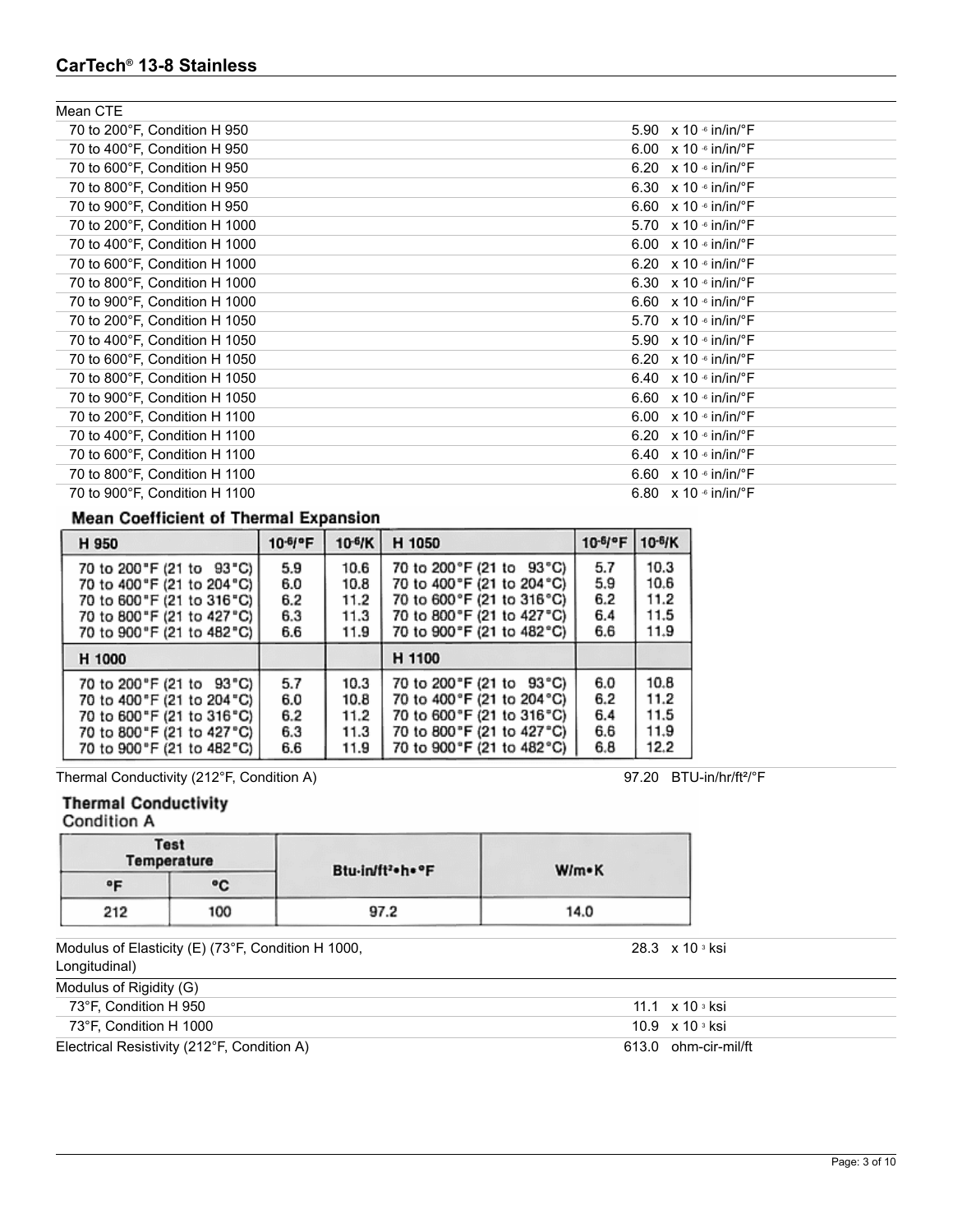| Mean CTE | |
|---|---|
| 70 to 200°F, Condition H 950 | 5.90 x $10^{-6}$ in/in/°F |
| 70 to 400°F, Condition H 950 | 6.00 x $10^{-6}$ in/in/°F |
| 70 to 600°F, Condition H 950 | 6.20 x $10^{-6}$ in/in/°F |
| 70 to 800°F, Condition H 950 | 6.30 x $10^{-6}$ in/in/°F |
| 70 to 900°F, Condition H 950 | 6.60 x $10^{-6}$ in/in/°F |
| 70 to 200°F, Condition H 1000 | 5.70 x $10^{-6}$ in/in/°F |
| 70 to 400°F, Condition H 1000 | 6.00 x $10^{-6}$ in/in/°F |
| 70 to 600°F, Condition H 1000 | 6.20 x $10^{-6}$ in/in/°F |
| 70 to 800°F, Condition H 1000 | 6.30 x $10^{-6}$ in/in/°F |
| 70 to 900°F, Condition H 1000 | 6.60 x $10^{-6}$ in/in/°F |
| 70 to 200°F, Condition H 1050 | 5.70 x $10^{-6}$ in/in/°F |
| 70 to 400°F, Condition H 1050 | 5.90 x $10^{-6}$ in/in/°F |
| 70 to 600°F, Condition H 1050 | 6.20 x $10^{-6}$ in/in/°F |
| 70 to 800°F, Condition H 1050 | 6.40 x $10^{-6}$ in/in/°F |
| 70 to 900°F, Condition H 1050 | 6.60 x $10^{-6}$ in/in/°F |
| 70 to 200°F, Condition H 1100 | 6.00 x $10^{-6}$ in/in/°F |
| 70 to 400°F, Condition H 1100 | 6.20 x $10^{-6}$ in/in/°F |
| 70 to 600°F, Condition H 1100 | 6.40 x $10^{-6}$ in/in/°F |
| 70 to 800°F, Condition H 1100 | 6.60 x $10^{-6}$ in/in/°F |
| 70 to 900°F, Condition H 1100 | 6.80 x $10^{-6}$ in/in/°F |

**Mean Coefficient of Thermal Expansion**

| H 950 | $10^{-6}$/°F | $10^{-6}$/K | H 1050 | $10^{-6}$/°F | $10^{-6}$/K |
|---|---|---|---|---|---|
| 70 to 200°F (21 to 93°C) | 5.9 | 10.6 | 70 to 200°F (21 to 93°C) | 5.7 | 10.3 |
| 70 to 400°F (21 to 204°C) | 6.0 | 10.8 | 70 to 400°F (21 to 204°C) | 5.9 | 10.6 |
| 70 to 600°F (21 to 316°C) | 6.2 | 11.2 | 70 to 600°F (21 to 316°C) | 6.2 | 11.2 |
| 70 to 800°F (21 to 427°C) | 6.3 | 11.3 | 70 to 800°F (21 to 427°C) | 6.4 | 11.5 |
| 70 to 900°F (21 to 482°C) | 6.6 | 11.9 | 70 to 900°F (21 to 482°C) | 6.6 | 11.9 |
| **H 1000** | | | **H 1100** | | |
| 70 to 200°F (21 to 93°C) | 5.7 | 10.3 | 70 to 200°F (21 to 93°C) | 6.0 | 10.8 |
| 70 to 400°F (21 to 204°C) | 6.0 | 10.8 | 70 to 400°F (21 to 204°C) | 6.2 | 11.2 |
| 70 to 600°F (21 to 316°C) | 6.2 | 11.2 | 70 to 600°F (21 to 316°C) | 6.4 | 11.5 |
| 70 to 800°F (21 to 427°C) | 6.3 | 11.3 | 70 to 800°F (21 to 427°C) | 6.6 | 11.9 |
| 70 to 900°F (21 to 482°C) | 6.6 | 11.9 | 70 to 900°F (21 to 482°C) | 6.8 | 12.2 |

| Thermal Conductivity (212°F, Condition A) | 97.20 BTU-in/hr/ft²/°F |
|---|---|

**Thermal Conductivity**
Condition A

| Test Temperature | | Btu-in/ft²•h•°F | W/m•K |
|---|---|---|---|
| °F | °C | | |
| 212 | 100 | 97.2 | 14.0 |

| Modulus of Elasticity (E) (73°F, Condition H 1000, Longitudinal) | 28.3 x $10^{3}$ ksi |
|---|---|
| **Modulus of Rigidity (G)** | |
| 73°F, Condition H 950 | 11.1 x $10^{3}$ ksi |
| 73°F, Condition H 1000 | 10.9 x $10^{3}$ ksi |
| Electrical Resistivity (212°F, Condition A) | 613.0 ohm-cir-mil/ft |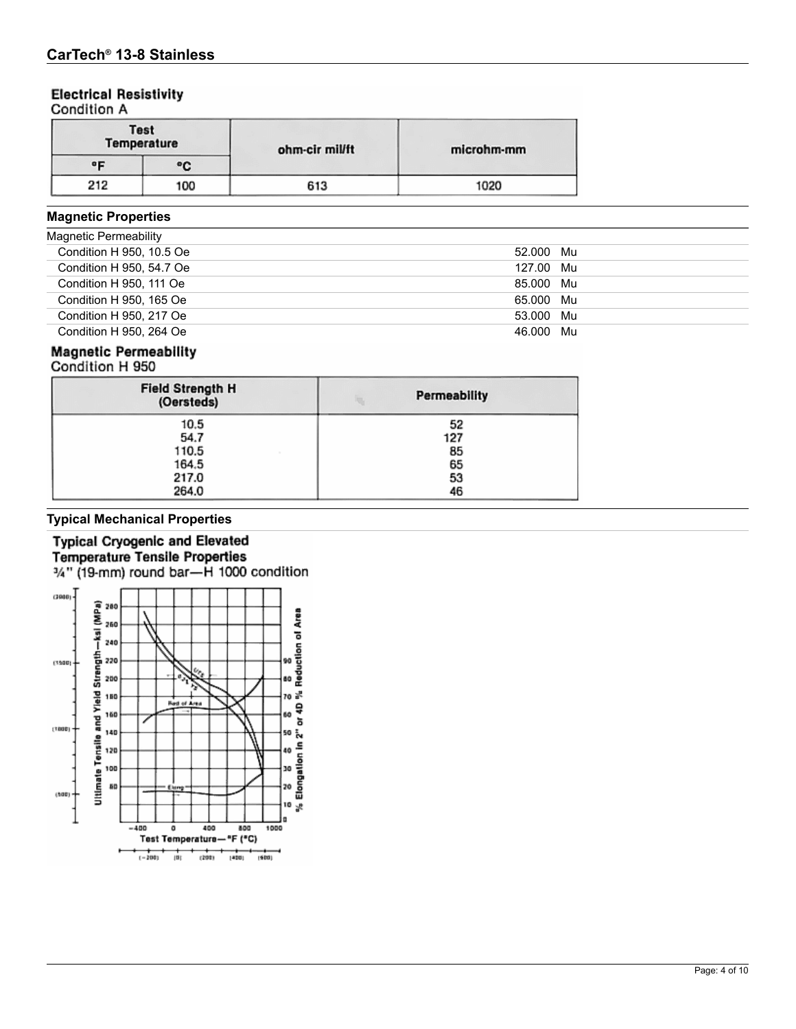## Electrical Resistivity

Condition A

| Test Temperature | | ohm-cir mil/ft | microhm-mm |
|---|---|---|---|
| °F | °C | | |
| 212 | 100 | 613 | 1020 |

## Magnetic Properties

| Magnetic Permeability | |
|---|---|
| Condition H 950, 10.5 Oe | 52.000 Mu |
| Condition H 950, 54.7 Oe | 127.00 Mu |
| Condition H 950, 111 Oe | 85.000 Mu |
| Condition H 950, 165 Oe | 65.000 Mu |
| Condition H 950, 217 Oe | 53.000 Mu |
| Condition H 950, 264 Oe | 46.000 Mu |

## Magnetic Permeability

Condition H 950

| Field Strength H (Oersteds) | Permeability |
|---|---|
| 10.5 | 52 |
| 54.7 | 127 |
| 110.5 | 85 |
| 164.5 | 65 |
| 217.0 | 53 |
| 264.0 | 46 |

## Typical Mechanical Properties

### Typical Cryogenic and Elevated Temperature Tensile Properties

¾" (19-mm) round bar—H 1000 condition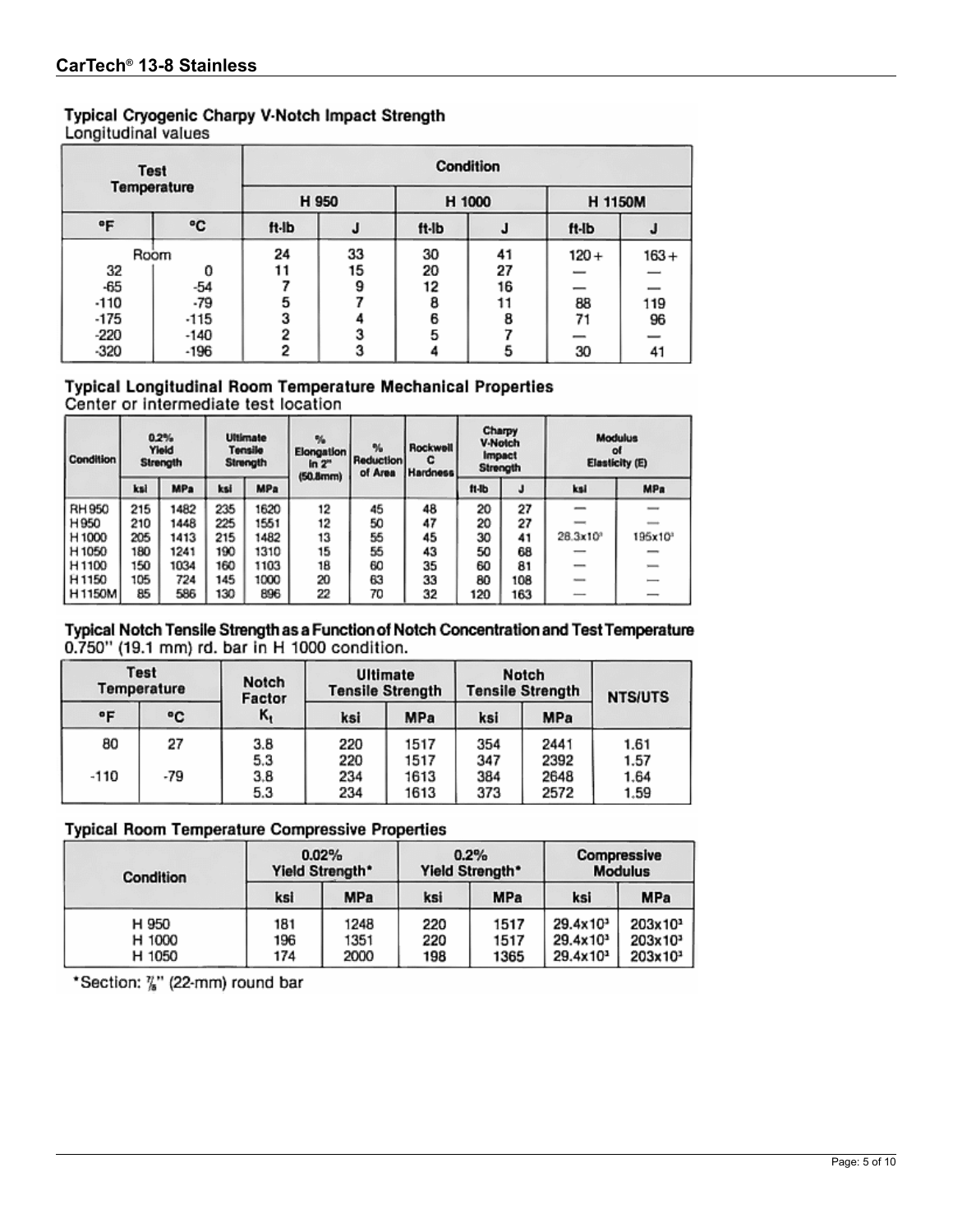## CarTech® 13-8 Stainless

### Typical Cryogenic Charpy V-Notch Impact Strength

Longitudinal values

| Test Temperature | | Condition | | | | | |
|---|---|---|---|---|---|---|---|
| | | H 950 | | H 1000 | | H 1150M | |
| °F | °C | ft-lb | J | ft-lb | J | ft-lb | J |
| Room | | 24 | 33 | 30 | 41 | 120+ | 163+ |
| 32 | 0 | 11 | 15 | 20 | 27 | — | — |
| -65 | -54 | 7 | 9 | 12 | 16 | — | — |
| -110 | -79 | 5 | 7 | 8 | 11 | 88 | 119 |
| -175 | -115 | 3 | 4 | 6 | 8 | 71 | 96 |
| -220 | -140 | 2 | 3 | 5 | 7 | — | — |
| -320 | -196 | 2 | 3 | 4 | 5 | 30 | 41 |

### Typical Longitudinal Room Temperature Mechanical Properties

Center or intermediate test location

| Condition | 0.2% Yield Strength | | Ultimate Tensile Strength | | % Elongation in 2" (50.8mm) | % Reduction of Area | Rockwell C Hardness | Charpy V-Notch Impact Strength | | Modulus of Elasticity (E) | |
|---|---|---|---|---|---|---|---|---|---|---|---|
| | ksi | MPa | ksi | MPa | | | | ft-lb | J | ksi | MPa |
| RH 950 | 215 | 1482 | 235 | 1620 | 12 | 45 | 48 | 20 | 27 | — | — |
| H 950 | 210 | 1448 | 225 | 1551 | 12 | 50 | 47 | 20 | 27 | — | — |
| H 1000 | 205 | 1413 | 215 | 1482 | 13 | 55 | 45 | 30 | 41 | $28.3 \times 10^3$ | $195 \times 10^3$ |
| H 1050 | 180 | 1241 | 190 | 1310 | 15 | 55 | 43 | 50 | 68 | — | — |
| H 1100 | 150 | 1034 | 160 | 1103 | 18 | 60 | 35 | 60 | 81 | — | — |
| H 1150 | 105 | 724 | 145 | 1000 | 20 | 63 | 33 | 80 | 108 | — | — |
| H 1150M | 85 | 586 | 130 | 896 | 22 | 70 | 32 | 120 | 163 | — | — |

### Typical Notch Tensile Strength as a Function of Notch Concentration and Test Temperature

0.750" (19.1 mm) rd. bar in H 1000 condition.

| Test Temperature | | Notch Factor | Ultimate Tensile Strength | | Notch Tensile Strength | | NTS/UTS |
|---|---|---|---|---|---|---|---|
| °F | °C | $K_t$ | ksi | MPa | ksi | MPa | |
| 80 | 27 | 3.8 | 220 | 1517 | 354 | 2441 | 1.61 |
| | | 5.3 | 220 | 1517 | 347 | 2392 | 1.57 |
| -110 | -79 | 3.8 | 234 | 1613 | 384 | 2648 | 1.64 |
| | | 5.3 | 234 | 1613 | 373 | 2572 | 1.59 |

### Typical Room Temperature Compressive Properties

| Condition | 0.02% Yield Strength* | | 0.2% Yield Strength* | | Compressive Modulus | |
|---|---|---|---|---|---|---|
| | ksi | MPa | ksi | MPa | ksi | MPa |
| H 950 | 181 | 1248 | 220 | 1517 | $29.4 \times 10^3$ | $203 \times 10^3$ |
| H 1000 | 196 | 1351 | 220 | 1517 | $29.4 \times 10^3$ | $203 \times 10^3$ |
| H 1050 | 174 | 2000 | 198 | 1365 | $29.4 \times 10^3$ | $203 \times 10^3$ |

*Section: 7/8" (22-mm) round bar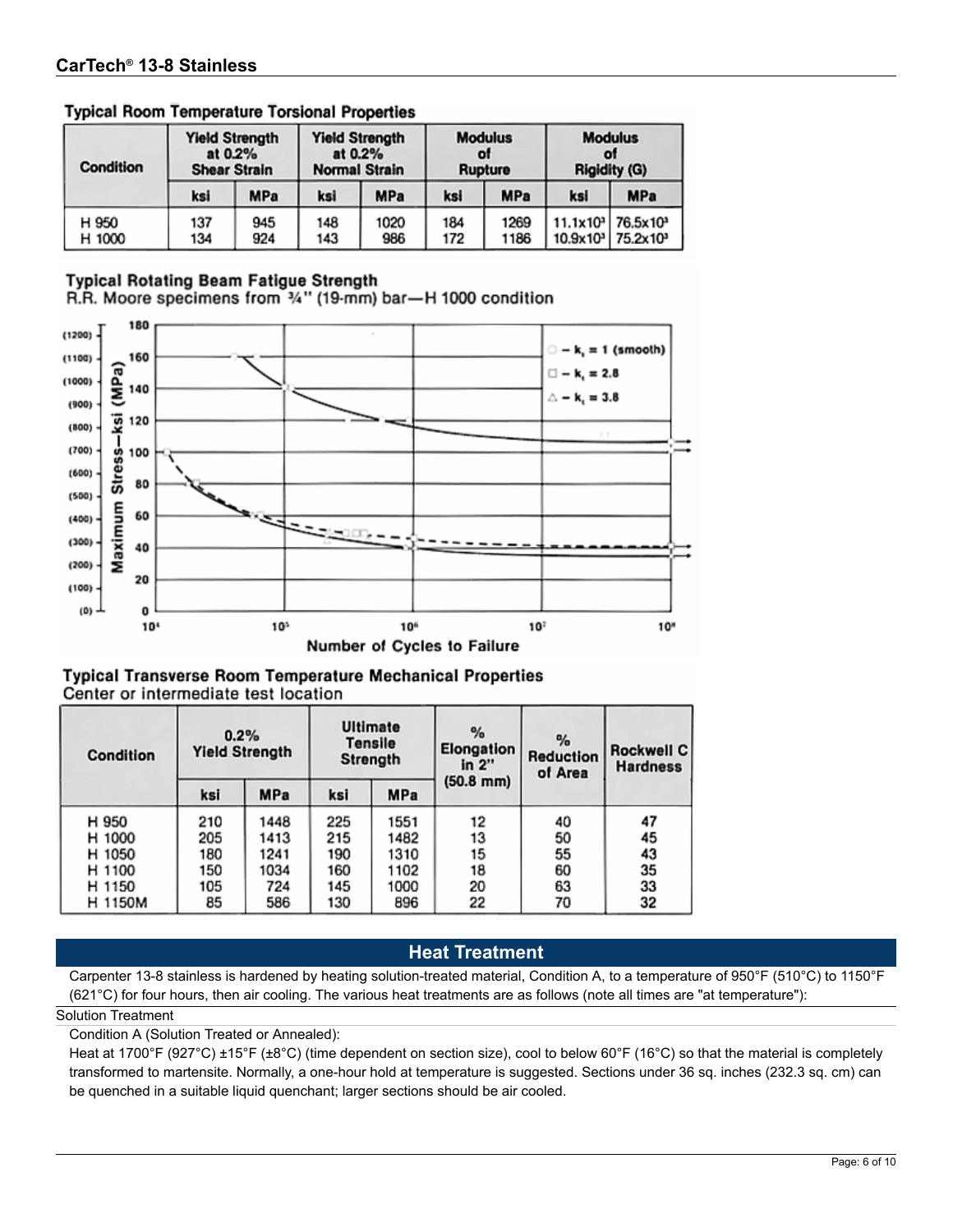## Typical Room Temperature Torsional Properties

| Condition | Yield Strength at 0.2% Shear Strain | | Yield Strength at 0.2% Normal Strain | | Modulus of Rupture | | Modulus of Rigidity (G) | |
|---|---|---|---|---|---|---|---|---|
| | ksi | MPa | ksi | MPa | ksi | MPa | ksi | MPa |
| H 950 | 137 | 945 | 148 | 1020 | 184 | 1269 | $11.1 \times 10^3$ | $76.5 \times 10^3$ |
| H 1000 | 134 | 924 | 143 | 986 | 172 | 1186 | $10.9 \times 10^3$ | $75.2 \times 10^3$ |

## Typical Rotating Beam Fatigue Strength

R.R. Moore specimens from ¾" (19-mm) bar—H 1000 condition

Maximum Stress—ksi (MPa) vs. Number of Cycles to Failure ($10^4$ to $10^8$)

○ – $k_t$ = 1 (smooth)
□ – $k_t$ = 2.8
△ – $k_t$ = 3.8

## Typical Transverse Room Temperature Mechanical Properties

Center or intermediate test location

| Condition | 0.2% Yield Strength | | Ultimate Tensile Strength | | % Elongation in 2" (50.8 mm) | % Reduction of Area | Rockwell C Hardness |
|---|---|---|---|---|---|---|---|
| | ksi | MPa | ksi | MPa | | | |
| H 950 | 210 | 1448 | 225 | 1551 | 12 | 40 | 47 |
| H 1000 | 205 | 1413 | 215 | 1482 | 13 | 50 | 45 |
| H 1050 | 180 | 1241 | 190 | 1310 | 15 | 55 | 43 |
| H 1100 | 150 | 1034 | 160 | 1102 | 18 | 60 | 35 |
| H 1150 | 105 | 724 | 145 | 1000 | 20 | 63 | 33 |
| H 1150M | 85 | 586 | 130 | 896 | 22 | 70 | 32 |

## Heat Treatment

Carpenter 13-8 stainless is hardened by heating solution-treated material, Condition A, to a temperature of 950°F (510°C) to 1150°F (621°C) for four hours, then air cooling. The various heat treatments are as follows (note all times are "at temperature"):

### Solution Treatment

Condition A (Solution Treated or Annealed):

Heat at 1700°F (927°C) ±15°F (±8°C) (time dependent on section size), cool to below 60°F (16°C) so that the material is completely transformed to martensite. Normally, a one-hour hold at temperature is suggested. Sections under 36 sq. inches (232.3 sq. cm) can be quenched in a suitable liquid quenchant; larger sections should be air cooled.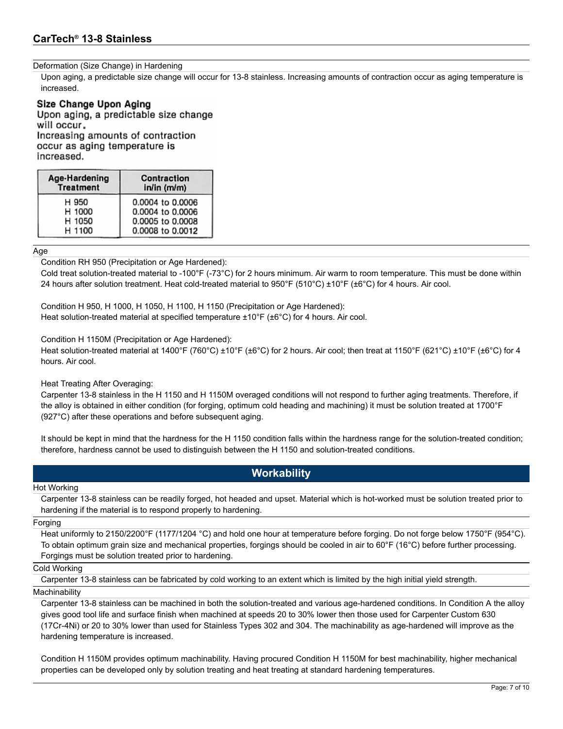## Deformation (Size Change) in Hardening

Upon aging, a predictable size change will occur for 13-8 stainless. Increasing amounts of contraction occur as aging temperature is increased.

**Size Change Upon Aging**

Upon aging, a predictable size change will occur.
Increasing amounts of contraction occur as aging temperature is increased.

| Age-Hardening Treatment | Contraction in/in (m/m) |
|---|---|
| H 950 | 0.0004 to 0.0006 |
| H 1000 | 0.0004 to 0.0006 |
| H 1050 | 0.0005 to 0.0008 |
| H 1100 | 0.0008 to 0.0012 |

## Age

Condition RH 950 (Precipitation or Age Hardened):
Cold treat solution-treated material to -100°F (-73°C) for 2 hours minimum. Air warm to room temperature. This must be done within 24 hours after solution treatment. Heat cold-treated material to 950°F (510°C) ±10°F (±6°C) for 4 hours. Air cool.

Condition H 950, H 1000, H 1050, H 1100, H 1150 (Precipitation or Age Hardened):
Heat solution-treated material at specified temperature ±10°F (±6°C) for 4 hours. Air cool.

Condition H 1150M (Precipitation or Age Hardened):
Heat solution-treated material at 1400°F (760°C) ±10°F (±6°C) for 2 hours. Air cool; then treat at 1150°F (621°C) ±10°F (±6°C) for 4 hours. Air cool.

Heat Treating After Overaging:
Carpenter 13-8 stainless in the H 1150 and H 1150M overaged conditions will not respond to further aging treatments. Therefore, if the alloy is obtained in either condition (for forging, optimum cold heading and machining) it must be solution treated at 1700°F (927°C) after these operations and before subsequent aging.

It should be kept in mind that the hardness for the H 1150 condition falls within the hardness range for the solution-treated condition; therefore, hardness cannot be used to distinguish between the H 1150 and solution-treated conditions.

# Workability

## Hot Working

Carpenter 13-8 stainless can be readily forged, hot headed and upset. Material which is hot-worked must be solution treated prior to hardening if the material is to respond properly to hardening.

## Forging

Heat uniformly to 2150/2200°F (1177/1204 °C) and hold one hour at temperature before forging. Do not forge below 1750°F (954°C). To obtain optimum grain size and mechanical properties, forgings should be cooled in air to 60°F (16°C) before further processing. Forgings must be solution treated prior to hardening.

## Cold Working

Carpenter 13-8 stainless can be fabricated by cold working to an extent which is limited by the high initial yield strength.

## Machinability

Carpenter 13-8 stainless can be machined in both the solution-treated and various age-hardened conditions. In Condition A the alloy gives good tool life and surface finish when machined at speeds 20 to 30% lower then those used for Carpenter Custom 630 (17Cr-4Ni) or 20 to 30% lower than used for Stainless Types 302 and 304. The machinability as age-hardened will improve as the hardening temperature is increased.

Condition H 1150M provides optimum machinability. Having procured Condition H 1150M for best machinability, higher mechanical properties can be developed only by solution treating and heat treating at standard hardening temperatures.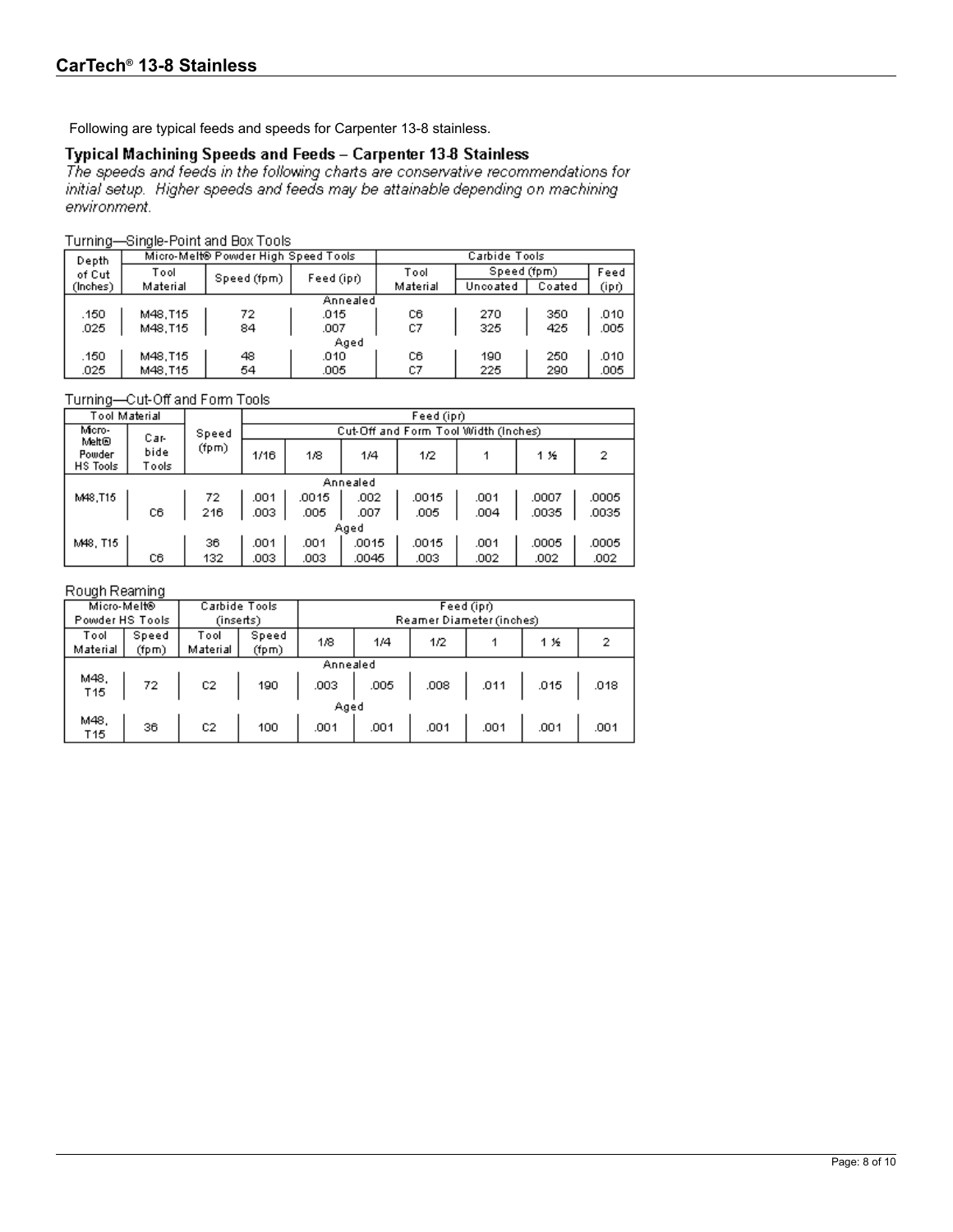## CarTech® 13-8 Stainless

Following are typical feeds and speeds for Carpenter 13-8 stainless.

### Typical Machining Speeds and Feeds – Carpenter 13-8 Stainless

*The speeds and feeds in the following charts are conservative recommendations for initial setup. Higher speeds and feeds may be attainable depending on machining environment.*

Turning—Single-Point and Box Tools

| Depth of Cut (Inches) | Micro-Melt® Powder High Speed Tools | | | Carbide Tools | | | |
|---|---|---|---|---|---|---|---|
| | Tool Material | Speed (fpm) | Feed (ipr) | Tool Material | Speed (fpm) Uncoated | Speed (fpm) Coated | Feed (ipr) |
| | | | Annealed | | | | |
| .150 | M48, T15 | 72 | .015 | C6 | 270 | 350 | .010 |
| .025 | M48, T15 | 84 | .007 | C7 | 325 | 425 | .005 |
| | | | Aged | | | | |
| .150 | M48, T15 | 48 | .010 | C6 | 190 | 250 | .010 |
| .025 | M48, T15 | 54 | .005 | C7 | 225 | 290 | .005 |

Turning—Cut-Off and Form Tools

| Tool Material | | Speed (fpm) | Feed (ipr) | | | | | | |
|---|---|---|---|---|---|---|---|---|---|
| | | | Cut-Off and Form Tool Width (Inches) | | | | | | |
| Micro-Melt® Powder HS Tools | Carbide Tools | | 1/16 | 1/8 | 1/4 | 1/2 | 1 | 1 ½ | 2 |
| | | | | | Annealed | | | | |
| M48, T15 | | 72 | .001 | .0015 | .002 | .0015 | .001 | .0007 | .0005 |
| | C6 | 216 | .003 | .005 | .007 | .005 | .004 | .0035 | .0035 |
| | | | | | Aged | | | | |
| M48, T15 | | 36 | .001 | .001 | .0015 | .0015 | .001 | .0005 | .0005 |
| | C6 | 132 | .003 | .003 | .0045 | .003 | .002 | .002 | .002 |

Rough Reaming

| Micro-Melt® Powder HS Tools | | Carbide Tools (inserts) | | Feed (ipr) | | | | | |
|---|---|---|---|---|---|---|---|---|---|
| | | | | Reamer Diameter (inches) | | | | | |
| Tool Material | Speed (fpm) | Tool Material | Speed (fpm) | 1/8 | 1/4 | 1/2 | 1 | 1 ½ | 2 |
| | | | | | Annealed | | | | |
| M48, T15 | 72 | C2 | 190 | .003 | .005 | .008 | .011 | .015 | .018 |
| | | | | | Aged | | | | |
| M48, T15 | 36 | C2 | 100 | .001 | .001 | .001 | .001 | .001 | .001 |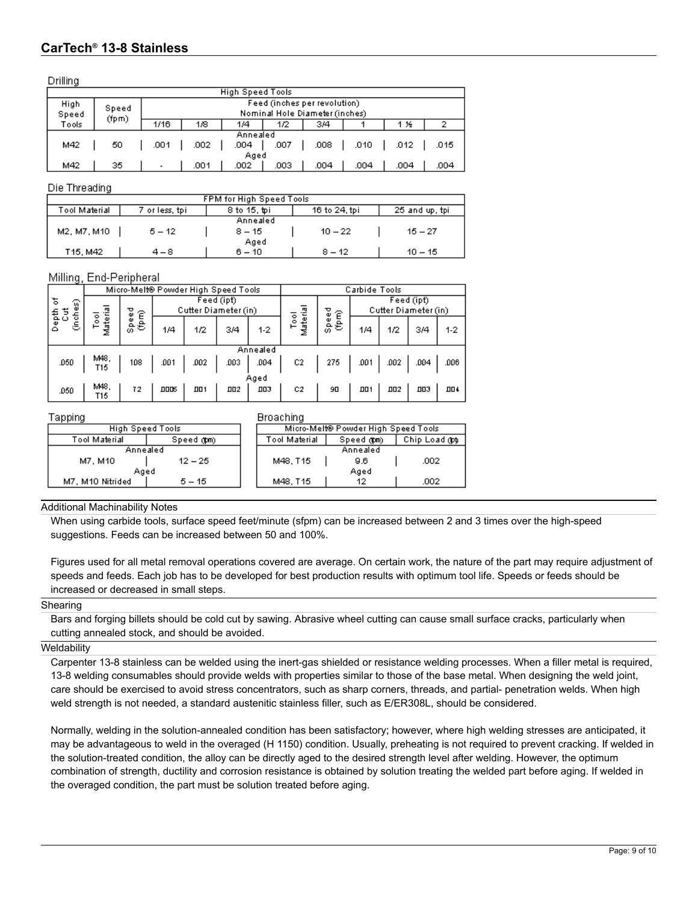## Drilling

| High Speed Tools | | | | | | | | | |
|---|---|---|---|---|---|---|---|---|---|
| High Speed Tools | Speed (fpm) | Feed (inches per revolution) Nominal Hole Diameter (inches) | | | | | | | |
| | | 1/16 | 1/8 | 1/4 | 1/2 | 3/4 | 1 | 1 ½ | 2 |
| Annealed | | | | | | | | | |
| M42 | 50 | .001 | .002 | .004 | .007 | .008 | .010 | .012 | .015 |
| Aged | | | | | | | | | |
| M42 | 35 | - | .001 | .002 | .003 | .004 | .004 | .004 | .004 |

## Die Threading

| FPM for High Speed Tools | | | | |
|---|---|---|---|---|
| Tool Material | 7 or less, tpi | 8 to 15, tpi | 16 to 24, tpi | 25 and up, tpi |
| Annealed | | | | |
| M2, M7, M10 | 5 – 12 | 8 – 15 | 10 – 22 | 15 – 27 |
| Aged | | | | |
| T15, M42 | 4 – 8 | 6 – 10 | 8 – 12 | 10 – 15 |

## Milling, End-Peripheral

| Depth of Cut (inches) | Micro-Melt® Powder High Speed Tools | | | | | | Carbide Tools | | | | | |
|---|---|---|---|---|---|---|---|---|---|---|---|---|
| | Tool Material | Speed (fpm) | Feed (ipt) Cutter Diameter (in) | | | | Tool Material | Speed (fpm) | Feed (ipt) Cutter Diameter (in) | | | |
| | | | 1/4 | 1/2 | 3/4 | 1-2 | | | 1/4 | 1/2 | 3/4 | 1-2 |
| Annealed | | | | | | | | | | | | |
| .050 | M48, T15 | 108 | .001 | .002 | .003 | .004 | C2 | 275 | .001 | .002 | .004 | .006 |
| Aged | | | | | | | | | | | | |
| .050 | M48, T15 | 72 | .0005 | .001 | .002 | .003 | C2 | 90 | .001 | .002 | .003 | .004 |

## Tapping

| High Speed Tools | |
|---|---|
| Tool Material | Speed (fpm) |
| Annealed | |
| M7, M10 | 12 – 25 |
| Aged | |
| M7, M10 Nitrided | 5 – 15 |

## Broaching

| Micro-Melt® Powder High Speed Tools | | |
|---|---|---|
| Tool Material | Speed (fpm) | Chip Load (ipt) |
| Annealed | | |
| M48, T15 | 9.6 | .002 |
| Aged | | |
| M48, T15 | 12 | .002 |

### Additional Machinability Notes

When using carbide tools, surface speed feet/minute (sfpm) can be increased between 2 and 3 times over the high-speed suggestions. Feeds can be increased between 50 and 100%.

Figures used for all metal removal operations covered are average. On certain work, the nature of the part may require adjustment of speeds and feeds. Each job has to be developed for best production results with optimum tool life. Speeds or feeds should be increased or decreased in small steps.

### Shearing

Bars and forging billets should be cold cut by sawing. Abrasive wheel cutting can cause small surface cracks, particularly when cutting annealed stock, and should be avoided.

### Weldability

Carpenter 13-8 stainless can be welded using the inert-gas shielded or resistance welding processes. When a filler metal is required, 13-8 welding consumables should provide welds with properties similar to those of the base metal. When designing the weld joint, care should be exercised to avoid stress concentrators, such as sharp corners, threads, and partial- penetration welds. When high weld strength is not needed, a standard austenitic stainless filler, such as E/ER308L, should be considered.

Normally, welding in the solution-annealed condition has been satisfactory; however, where high welding stresses are anticipated, it may be advantageous to weld in the overaged (H 1150) condition. Usually, preheating is not required to prevent cracking. If welded in the solution-treated condition, the alloy can be directly aged to the desired strength level after welding. However, the optimum combination of strength, ductility and corrosion resistance is obtained by solution treating the welded part before aging. If welded in the overaged condition, the part must be solution treated before aging.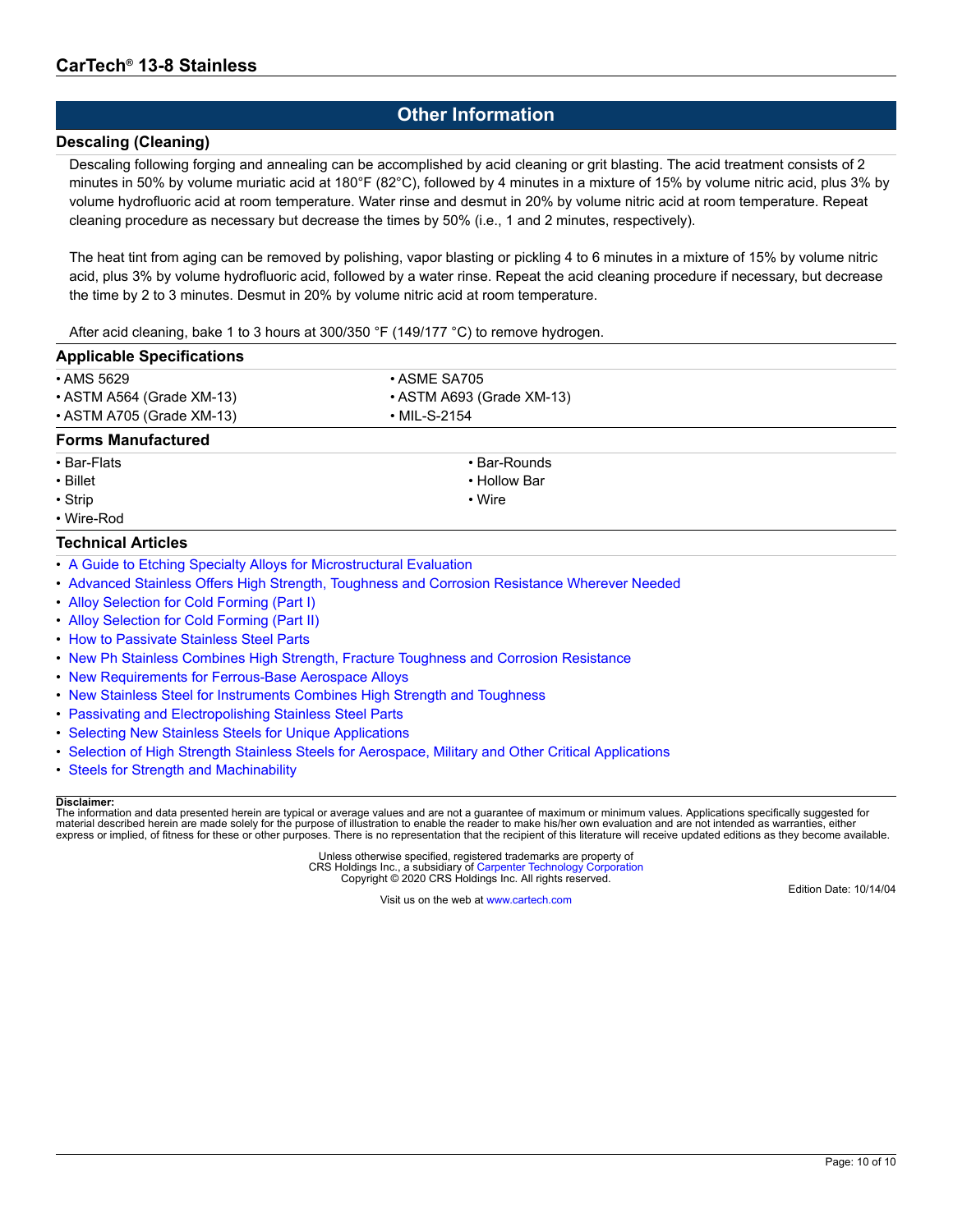## Other Information

### Descaling (Cleaning)

Descaling following forging and annealing can be accomplished by acid cleaning or grit blasting. The acid treatment consists of 2 minutes in 50% by volume muriatic acid at 180°F (82°C), followed by 4 minutes in a mixture of 15% by volume nitric acid, plus 3% by volume hydrofluoric acid at room temperature. Water rinse and desmut in 20% by volume nitric acid at room temperature. Repeat cleaning procedure as necessary but decrease the times by 50% (i.e., 1 and 2 minutes, respectively).

The heat tint from aging can be removed by polishing, vapor blasting or pickling 4 to 6 minutes in a mixture of 15% by volume nitric acid, plus 3% by volume hydrofluoric acid, followed by a water rinse. Repeat the acid cleaning procedure if necessary, but decrease the time by 2 to 3 minutes. Desmut in 20% by volume nitric acid at room temperature.

After acid cleaning, bake 1 to 3 hours at 300/350 °F (149/177 °C) to remove hydrogen.

### Applicable Specifications

- AMS 5629
- ASTM A564 (Grade XM-13)
- ASTM A705 (Grade XM-13)
- ASME SA705
- ASTM A693 (Grade XM-13)
- MIL-S-2154

### Forms Manufactured

- Bar-Flats
- Billet
- Strip
- Wire-Rod
- Bar-Rounds
- Hollow Bar
- Wire

### Technical Articles

- A Guide to Etching Specialty Alloys for Microstructural Evaluation
- Advanced Stainless Offers High Strength, Toughness and Corrosion Resistance Wherever Needed
- Alloy Selection for Cold Forming (Part I)
- Alloy Selection for Cold Forming (Part II)
- How to Passivate Stainless Steel Parts
- New Ph Stainless Combines High Strength, Fracture Toughness and Corrosion Resistance
- New Requirements for Ferrous-Base Aerospace Alloys
- New Stainless Steel for Instruments Combines High Strength and Toughness
- Passivating and Electropolishing Stainless Steel Parts
- Selecting New Stainless Steels for Unique Applications
- Selection of High Strength Stainless Steels for Aerospace, Military and Other Critical Applications
- Steels for Strength and Machinability

**Disclaimer:**
The information and data presented herein are typical or average values and are not a guarantee of maximum or minimum values. Applications specifically suggested for material described herein are made solely for the purpose of illustration to enable the reader to make his/her own evaluation and are not intended as warranties, either express or implied, of fitness for these or other purposes. There is no representation that the recipient of this literature will receive updated editions as they become available.

Unless otherwise specified, registered trademarks are property of
CRS Holdings Inc., a subsidiary of Carpenter Technology Corporation
Copyright © 2020 CRS Holdings Inc. All rights reserved.

Edition Date: 10/14/04

Visit us on the web at www.cartech.com